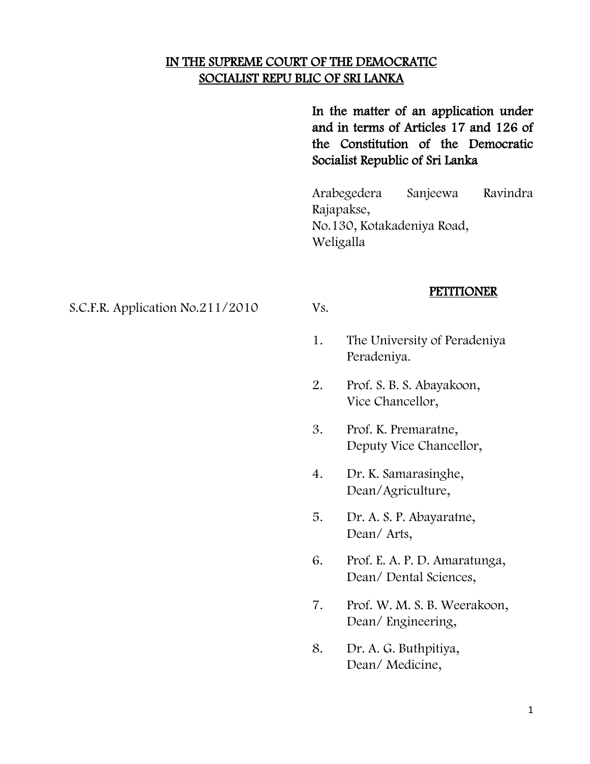**IN THE SUPREME COURT OF THE DEMOCRATIC SOCIALIST REPU BLIC OF SRI LANKA**

**In the matter of an application under and in terms of Articles 17 and 126 of the Constitution of the Democratic Socialist Republic of Sri Lanka**

Arabegedera Sanjeewa Ravindra Rajapakse,
No.130, Kotakadeniya Road,
Weligalla

**PETITIONER**

S.C.F.R. Application No.211/2010

Vs.

1. The University of Peradeniya
   Peradeniya.
2. Prof. S. B. S. Abayakoon,
   Vice Chancellor,
3. Prof. K. Premaratne,
   Deputy Vice Chancellor,
4. Dr. K. Samarasinghe,
   Dean/Agriculture,
5. Dr. A. S. P. Abayaratne,
   Dean/ Arts,
6. Prof. E. A. P. D. Amaratunga,
   Dean/ Dental Sciences,
7. Prof. W. M. S. B. Weerakoon,
   Dean/ Engineering,
8. Dr. A. G. Buthpitiya,
   Dean/ Medicine,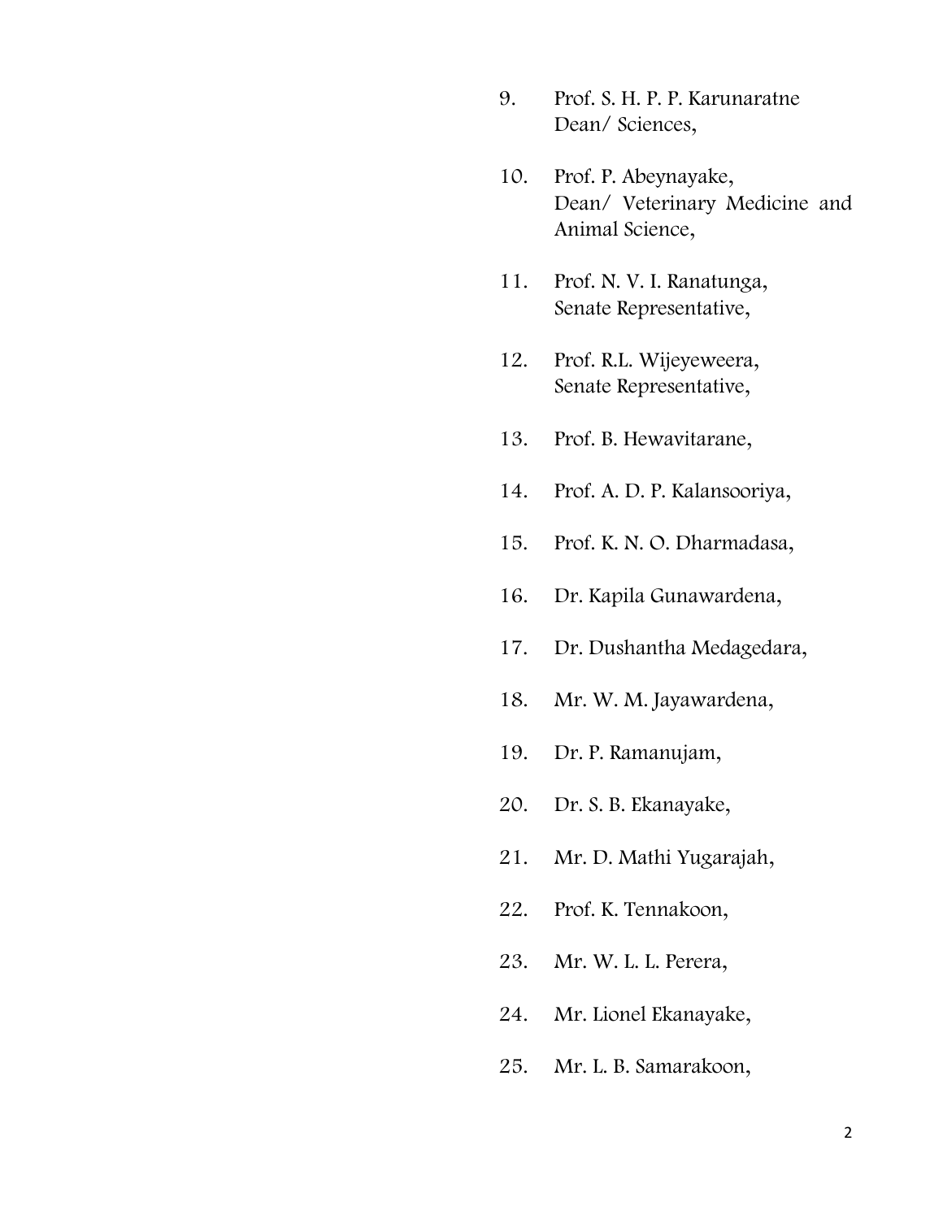9. Prof. S. H. P. P. Karunaratne
   Dean/ Sciences,

10. Prof. P. Abeynayake,
    Dean/ Veterinary Medicine and Animal Science,

11. Prof. N. V. I. Ranatunga,
    Senate Representative,

12. Prof. R.L. Wijeyeweera,
    Senate Representative,

13. Prof. B. Hewavitarane,

14. Prof. A. D. P. Kalansooriya,

15. Prof. K. N. O. Dharmadasa,

16. Dr. Kapila Gunawardena,

17. Dr. Dushantha Medagedara,

18. Mr. W. M. Jayawardena,

19. Dr. P. Ramanujam,

20. Dr. S. B. Ekanayake,

21. Mr. D. Mathi Yugarajah,

22. Prof. K. Tennakoon,

23. Mr. W. L. L. Perera,

24. Mr. Lionel Ekanayake,

25. Mr. L. B. Samarakoon,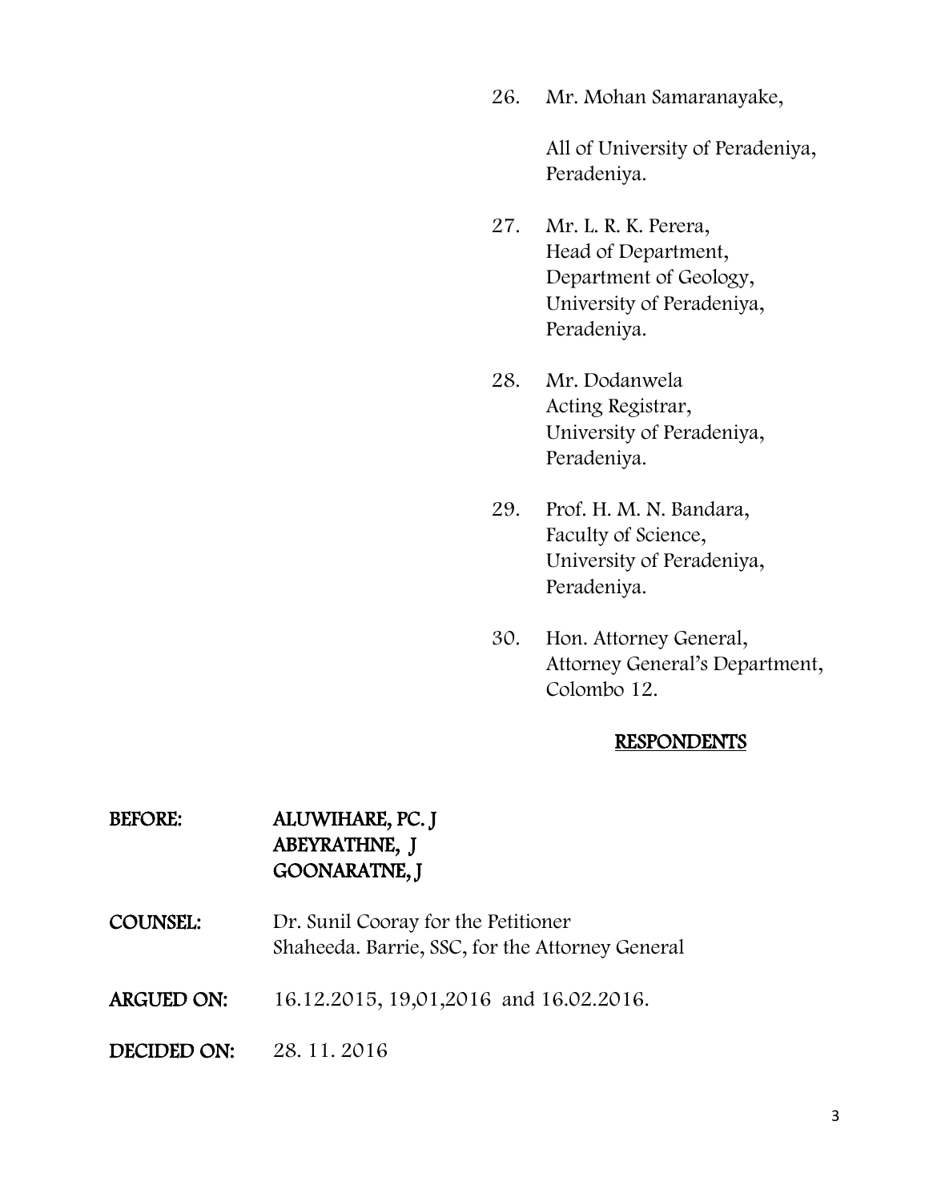26. Mr. Mohan Samaranayake,

    All of University of Peradeniya,
    Peradeniya.

27. Mr. L. R. K. Perera,
    Head of Department,
    Department of Geology,
    University of Peradeniya,
    Peradeniya.

28. Mr. Dodanwela
    Acting Registrar,
    University of Peradeniya,
    Peradeniya.

29. Prof. H. M. N. Bandara,
    Faculty of Science,
    University of Peradeniya,
    Peradeniya.

30. Hon. Attorney General,
    Attorney General's Department,
    Colombo 12.

**RESPONDENTS**

**BEFORE:** ALUWIHARE, PC. J
ABEYRATHNE, J
GOONARATNE, J

**COUNSEL:** Dr. Sunil Cooray for the Petitioner
Shaheeda. Barrie, SSC, for the Attorney General

**ARGUED ON:** 16.12.2015, 19,01,2016 and 16.02.2016.

**DECIDED ON:** 28. 11. 2016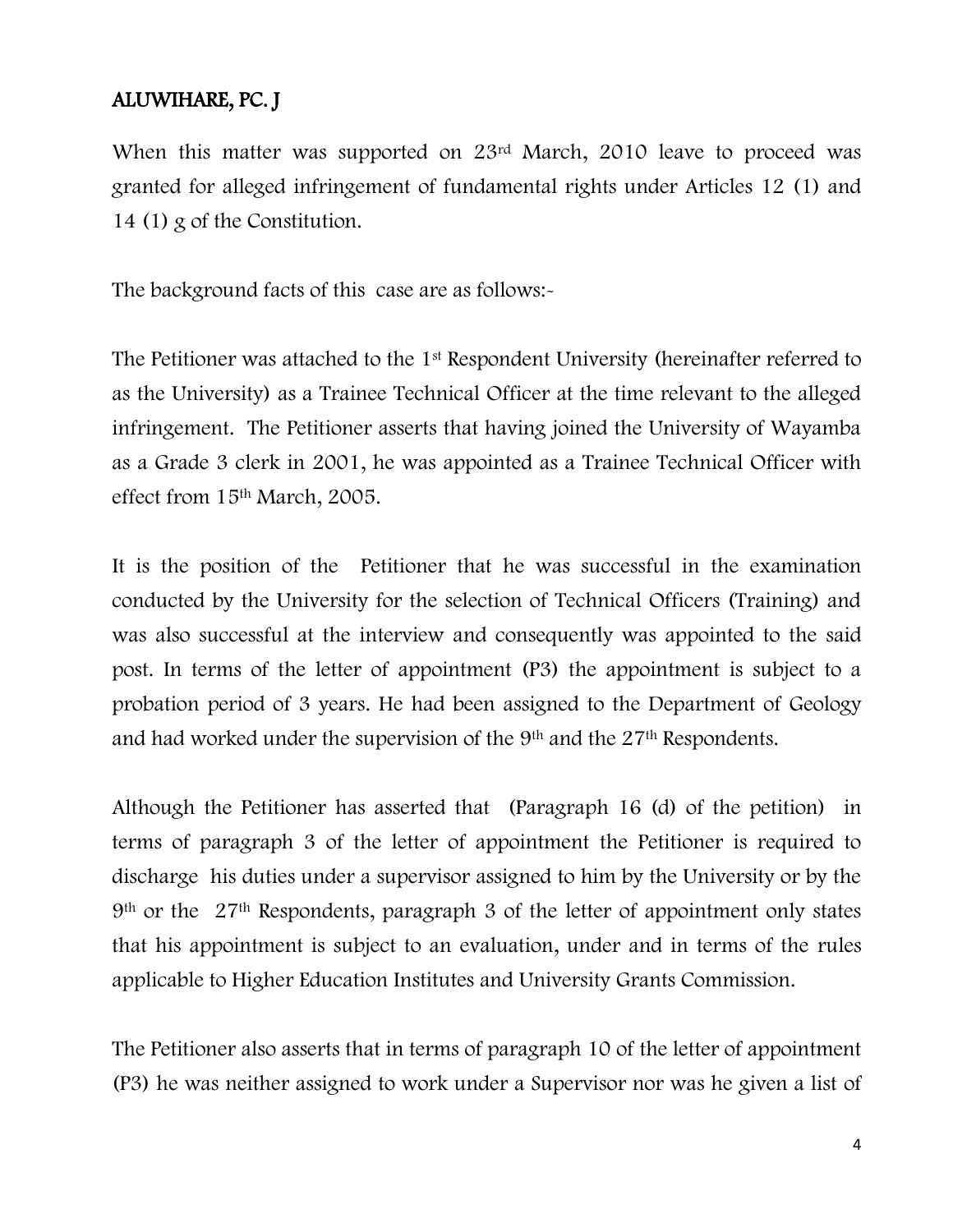## ALUWIHARE, PC. J

When this matter was supported on 23rd March, 2010 leave to proceed was granted for alleged infringement of fundamental rights under Articles 12 (1) and 14 (1) g of the Constitution.

The background facts of this case are as follows:-

The Petitioner was attached to the 1st Respondent University (hereinafter referred to as the University) as a Trainee Technical Officer at the time relevant to the alleged infringement. The Petitioner asserts that having joined the University of Wayamba as a Grade 3 clerk in 2001, he was appointed as a Trainee Technical Officer with effect from 15th March, 2005.

It is the position of the Petitioner that he was successful in the examination conducted by the University for the selection of Technical Officers (Training) and was also successful at the interview and consequently was appointed to the said post. In terms of the letter of appointment (P3) the appointment is subject to a probation period of 3 years. He had been assigned to the Department of Geology and had worked under the supervision of the 9th and the 27th Respondents.

Although the Petitioner has asserted that (Paragraph 16 (d) of the petition) in terms of paragraph 3 of the letter of appointment the Petitioner is required to discharge his duties under a supervisor assigned to him by the University or by the 9th or the 27th Respondents, paragraph 3 of the letter of appointment only states that his appointment is subject to an evaluation, under and in terms of the rules applicable to Higher Education Institutes and University Grants Commission.

The Petitioner also asserts that in terms of paragraph 10 of the letter of appointment (P3) he was neither assigned to work under a Supervisor nor was he given a list of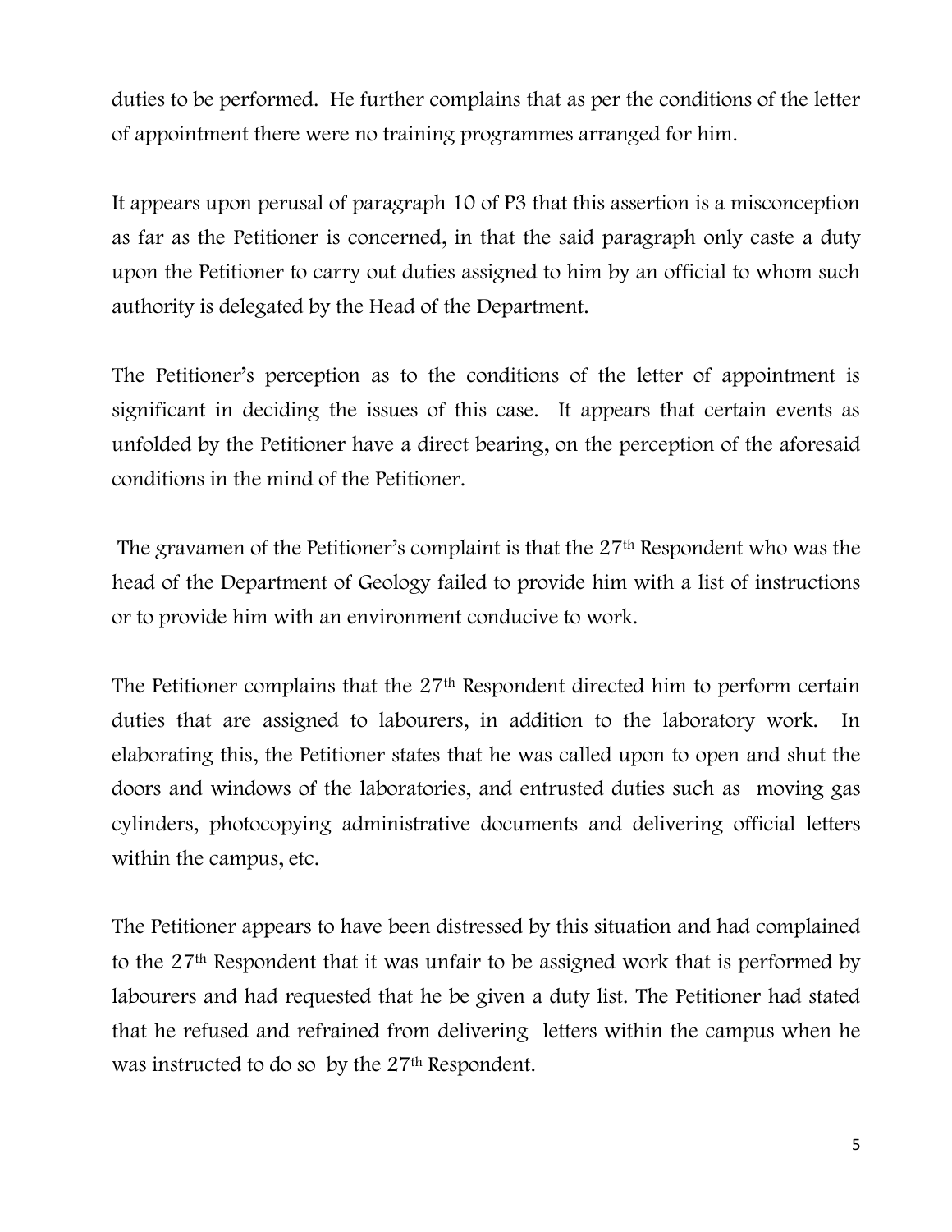duties to be performed. He further complains that as per the conditions of the letter of appointment there were no training programmes arranged for him.

It appears upon perusal of paragraph 10 of P3 that this assertion is a misconception as far as the Petitioner is concerned, in that the said paragraph only caste a duty upon the Petitioner to carry out duties assigned to him by an official to whom such authority is delegated by the Head of the Department.

The Petitioner's perception as to the conditions of the letter of appointment is significant in deciding the issues of this case. It appears that certain events as unfolded by the Petitioner have a direct bearing, on the perception of the aforesaid conditions in the mind of the Petitioner.

The gravamen of the Petitioner's complaint is that the 27th Respondent who was the head of the Department of Geology failed to provide him with a list of instructions or to provide him with an environment conducive to work.

The Petitioner complains that the 27th Respondent directed him to perform certain duties that are assigned to labourers, in addition to the laboratory work. In elaborating this, the Petitioner states that he was called upon to open and shut the doors and windows of the laboratories, and entrusted duties such as moving gas cylinders, photocopying administrative documents and delivering official letters within the campus, etc.

The Petitioner appears to have been distressed by this situation and had complained to the 27th Respondent that it was unfair to be assigned work that is performed by labourers and had requested that he be given a duty list. The Petitioner had stated that he refused and refrained from delivering letters within the campus when he was instructed to do so by the 27th Respondent.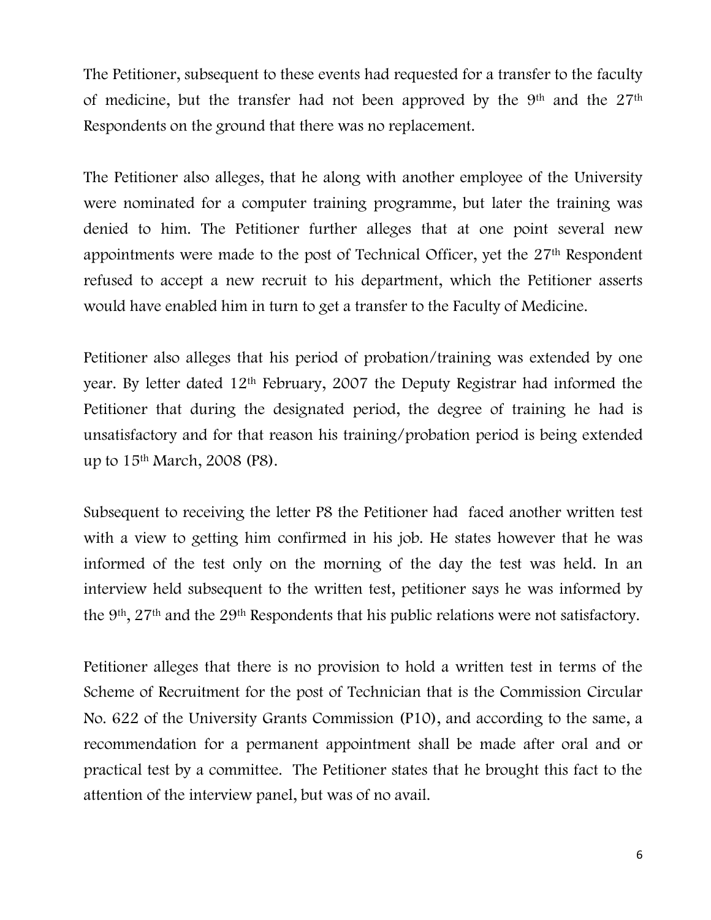The Petitioner, subsequent to these events had requested for a transfer to the faculty of medicine, but the transfer had not been approved by the 9th and the 27th Respondents on the ground that there was no replacement.

The Petitioner also alleges, that he along with another employee of the University were nominated for a computer training programme, but later the training was denied to him. The Petitioner further alleges that at one point several new appointments were made to the post of Technical Officer, yet the 27th Respondent refused to accept a new recruit to his department, which the Petitioner asserts would have enabled him in turn to get a transfer to the Faculty of Medicine.

Petitioner also alleges that his period of probation/training was extended by one year. By letter dated 12th February, 2007 the Deputy Registrar had informed the Petitioner that during the designated period, the degree of training he had is unsatisfactory and for that reason his training/probation period is being extended up to 15th March, 2008 (P8).

Subsequent to receiving the letter P8 the Petitioner had faced another written test with a view to getting him confirmed in his job. He states however that he was informed of the test only on the morning of the day the test was held. In an interview held subsequent to the written test, petitioner says he was informed by the 9th, 27th and the 29th Respondents that his public relations were not satisfactory.

Petitioner alleges that there is no provision to hold a written test in terms of the Scheme of Recruitment for the post of Technician that is the Commission Circular No. 622 of the University Grants Commission (P10), and according to the same, a recommendation for a permanent appointment shall be made after oral and or practical test by a committee. The Petitioner states that he brought this fact to the attention of the interview panel, but was of no avail.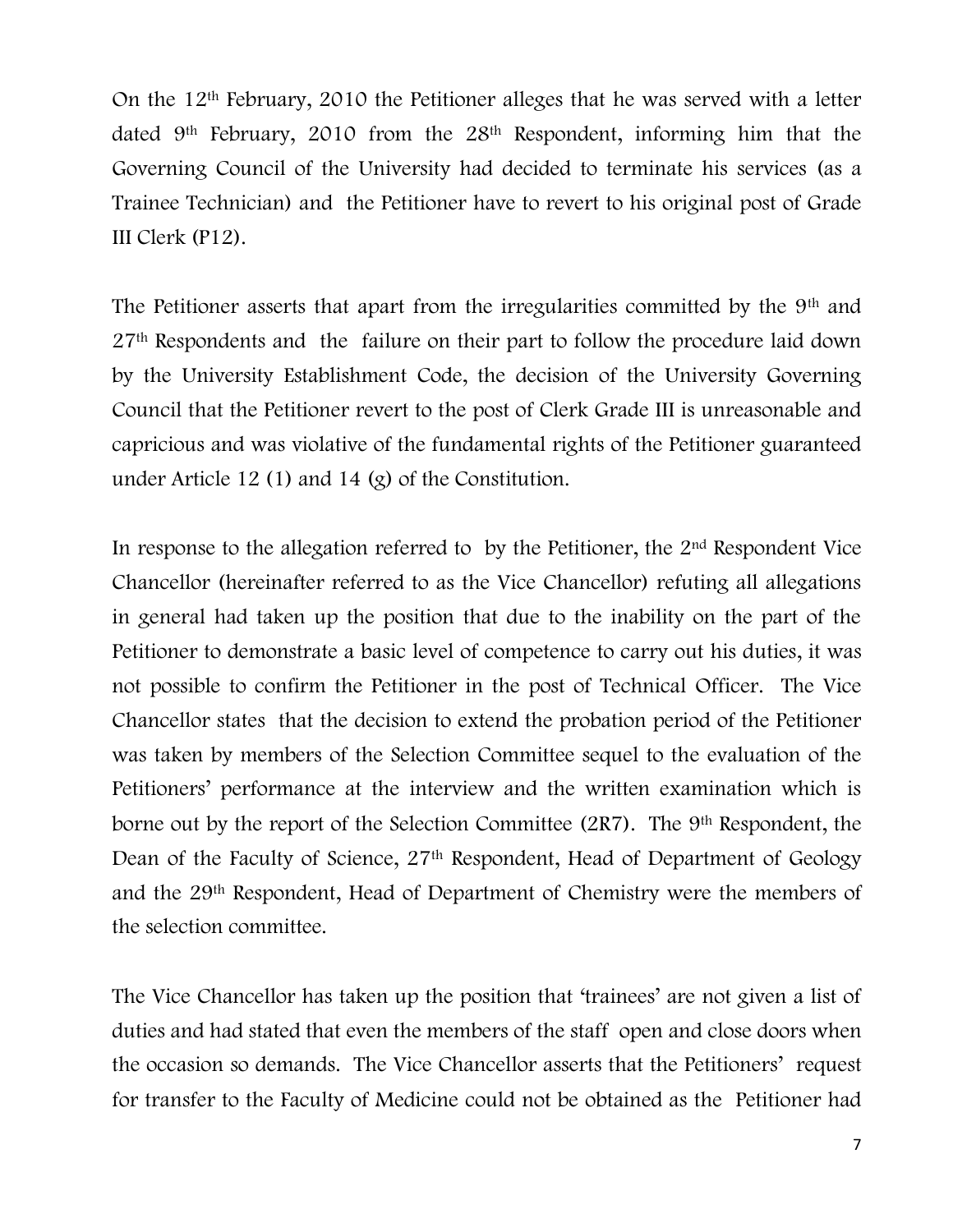On the 12th February, 2010 the Petitioner alleges that he was served with a letter dated 9th February, 2010 from the 28th Respondent, informing him that the Governing Council of the University had decided to terminate his services (as a Trainee Technician) and the Petitioner have to revert to his original post of Grade III Clerk (P12).

The Petitioner asserts that apart from the irregularities committed by the 9th and 27th Respondents and the failure on their part to follow the procedure laid down by the University Establishment Code, the decision of the University Governing Council that the Petitioner revert to the post of Clerk Grade III is unreasonable and capricious and was violative of the fundamental rights of the Petitioner guaranteed under Article 12 (1) and 14 (g) of the Constitution.

In response to the allegation referred to by the Petitioner, the 2nd Respondent Vice Chancellor (hereinafter referred to as the Vice Chancellor) refuting all allegations in general had taken up the position that due to the inability on the part of the Petitioner to demonstrate a basic level of competence to carry out his duties, it was not possible to confirm the Petitioner in the post of Technical Officer. The Vice Chancellor states that the decision to extend the probation period of the Petitioner was taken by members of the Selection Committee sequel to the evaluation of the Petitioners' performance at the interview and the written examination which is borne out by the report of the Selection Committee (2R7). The 9th Respondent, the Dean of the Faculty of Science, 27th Respondent, Head of Department of Geology and the 29th Respondent, Head of Department of Chemistry were the members of the selection committee.

The Vice Chancellor has taken up the position that 'trainees' are not given a list of duties and had stated that even the members of the staff open and close doors when the occasion so demands. The Vice Chancellor asserts that the Petitioners' request for transfer to the Faculty of Medicine could not be obtained as the Petitioner had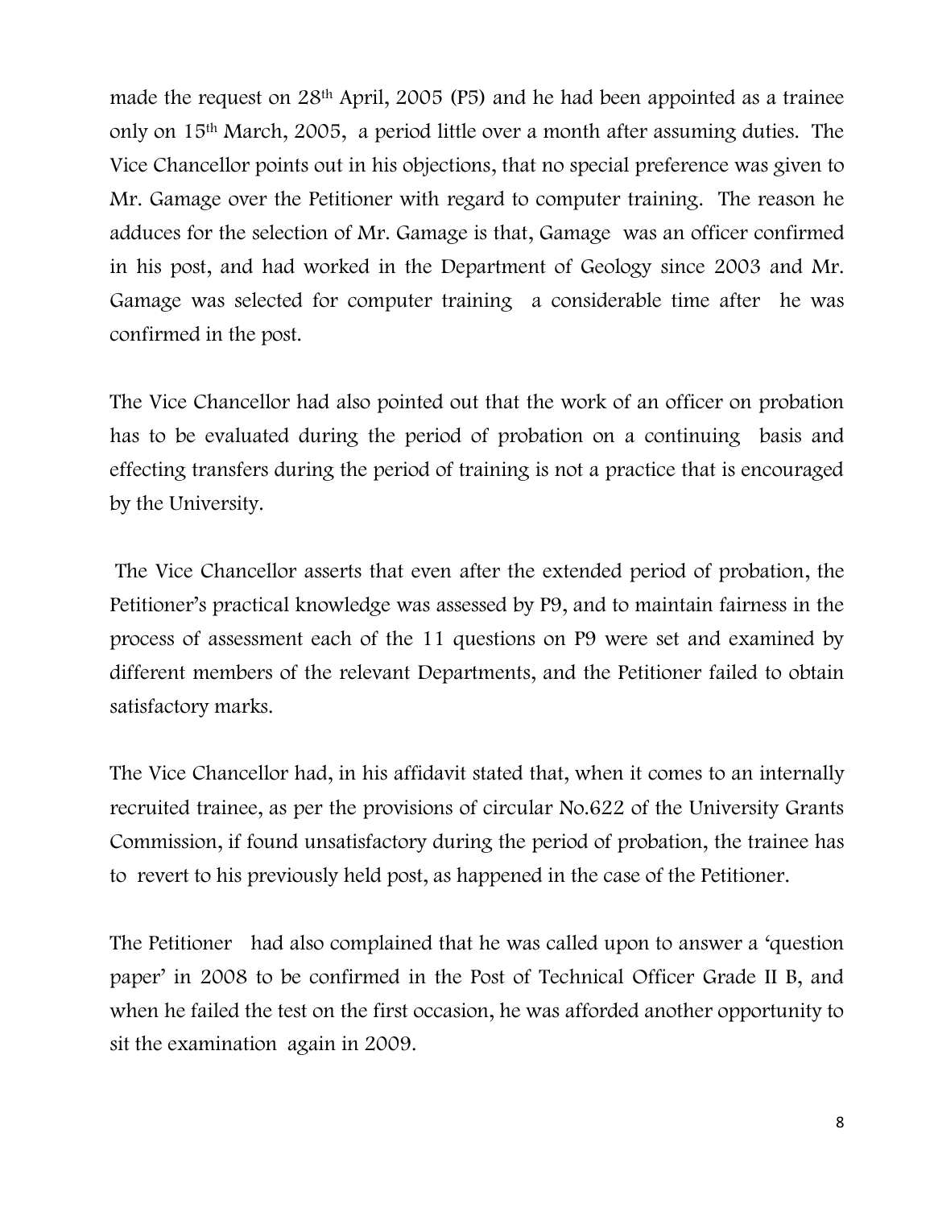made the request on 28th April, 2005 (P5) and he had been appointed as a trainee only on 15th March, 2005, a period little over a month after assuming duties. The Vice Chancellor points out in his objections, that no special preference was given to Mr. Gamage over the Petitioner with regard to computer training. The reason he adduces for the selection of Mr. Gamage is that, Gamage was an officer confirmed in his post, and had worked in the Department of Geology since 2003 and Mr. Gamage was selected for computer training a considerable time after he was confirmed in the post.

The Vice Chancellor had also pointed out that the work of an officer on probation has to be evaluated during the period of probation on a continuing basis and effecting transfers during the period of training is not a practice that is encouraged by the University.

The Vice Chancellor asserts that even after the extended period of probation, the Petitioner's practical knowledge was assessed by P9, and to maintain fairness in the process of assessment each of the 11 questions on P9 were set and examined by different members of the relevant Departments, and the Petitioner failed to obtain satisfactory marks.

The Vice Chancellor had, in his affidavit stated that, when it comes to an internally recruited trainee, as per the provisions of circular No.622 of the University Grants Commission, if found unsatisfactory during the period of probation, the trainee has to revert to his previously held post, as happened in the case of the Petitioner.

The Petitioner had also complained that he was called upon to answer a 'question paper' in 2008 to be confirmed in the Post of Technical Officer Grade II B, and when he failed the test on the first occasion, he was afforded another opportunity to sit the examination again in 2009.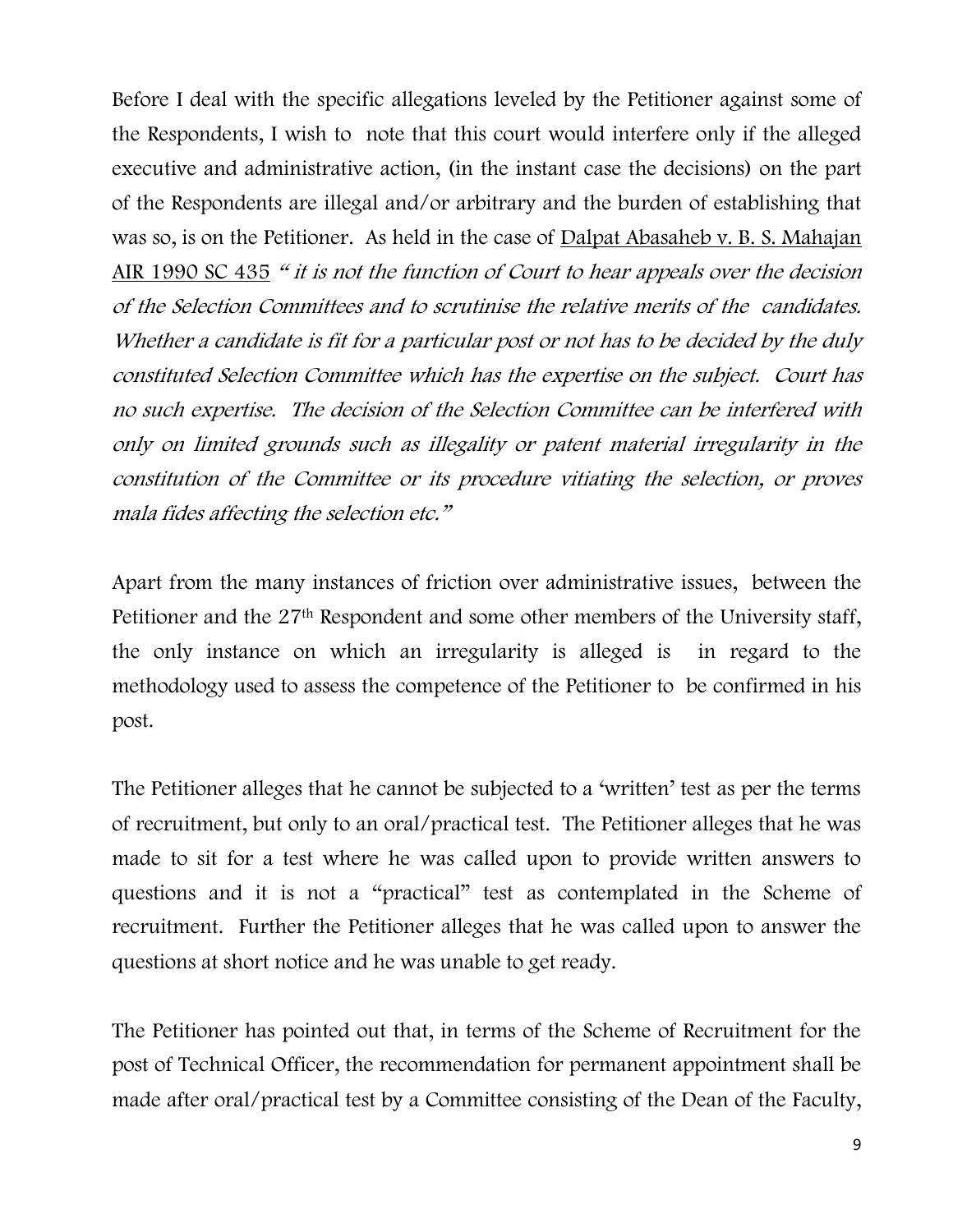Before I deal with the specific allegations leveled by the Petitioner against some of the Respondents, I wish to note that this court would interfere only if the alleged executive and administrative action, (in the instant case the decisions) on the part of the Respondents are illegal and/or arbitrary and the burden of establishing that was so, is on the Petitioner. As held in the case of Dalpat Abasaheb v. B. S. Mahajan AIR 1990 SC 435 *" it is not the function of Court to hear appeals over the decision of the Selection Committees and to scrutinise the relative merits of the candidates. Whether a candidate is fit for a particular post or not has to be decided by the duly constituted Selection Committee which has the expertise on the subject. Court has no such expertise. The decision of the Selection Committee can be interfered with only on limited grounds such as illegality or patent material irregularity in the constitution of the Committee or its procedure vitiating the selection, or proves mala fides affecting the selection etc."*

Apart from the many instances of friction over administrative issues, between the Petitioner and the 27th Respondent and some other members of the University staff, the only instance on which an irregularity is alleged is in regard to the methodology used to assess the competence of the Petitioner to be confirmed in his post.

The Petitioner alleges that he cannot be subjected to a 'written' test as per the terms of recruitment, but only to an oral/practical test. The Petitioner alleges that he was made to sit for a test where he was called upon to provide written answers to questions and it is not a "practical" test as contemplated in the Scheme of recruitment. Further the Petitioner alleges that he was called upon to answer the questions at short notice and he was unable to get ready.

The Petitioner has pointed out that, in terms of the Scheme of Recruitment for the post of Technical Officer, the recommendation for permanent appointment shall be made after oral/practical test by a Committee consisting of the Dean of the Faculty,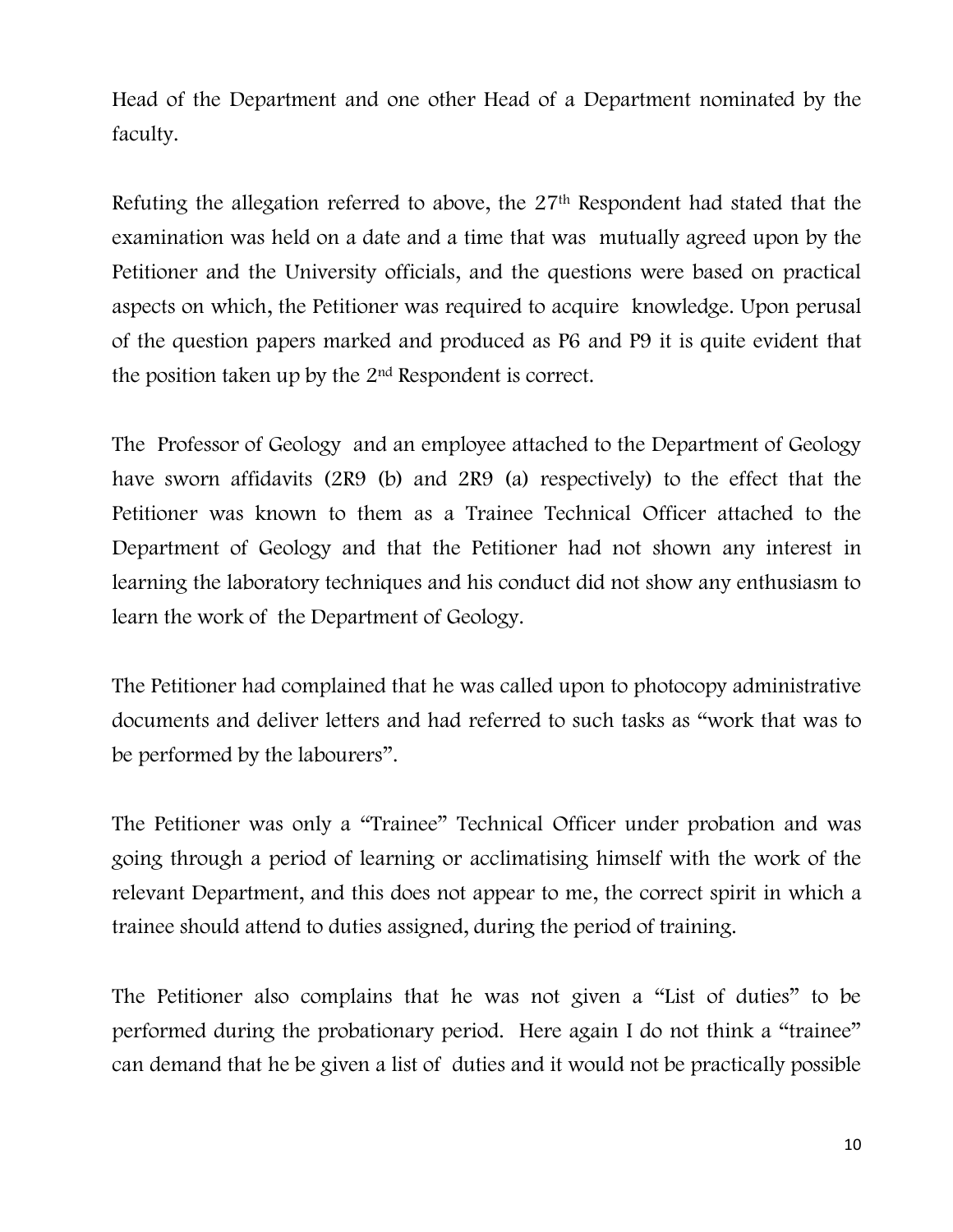Head of the Department and one other Head of a Department nominated by the faculty.

Refuting the allegation referred to above, the 27th Respondent had stated that the examination was held on a date and a time that was mutually agreed upon by the Petitioner and the University officials, and the questions were based on practical aspects on which, the Petitioner was required to acquire knowledge. Upon perusal of the question papers marked and produced as P6 and P9 it is quite evident that the position taken up by the 2nd Respondent is correct.

The Professor of Geology and an employee attached to the Department of Geology have sworn affidavits (2R9 (b) and 2R9 (a) respectively) to the effect that the Petitioner was known to them as a Trainee Technical Officer attached to the Department of Geology and that the Petitioner had not shown any interest in learning the laboratory techniques and his conduct did not show any enthusiasm to learn the work of the Department of Geology.

The Petitioner had complained that he was called upon to photocopy administrative documents and deliver letters and had referred to such tasks as "work that was to be performed by the labourers".

The Petitioner was only a "Trainee" Technical Officer under probation and was going through a period of learning or acclimatising himself with the work of the relevant Department, and this does not appear to me, the correct spirit in which a trainee should attend to duties assigned, during the period of training.

The Petitioner also complains that he was not given a "List of duties" to be performed during the probationary period. Here again I do not think a "trainee" can demand that he be given a list of duties and it would not be practically possible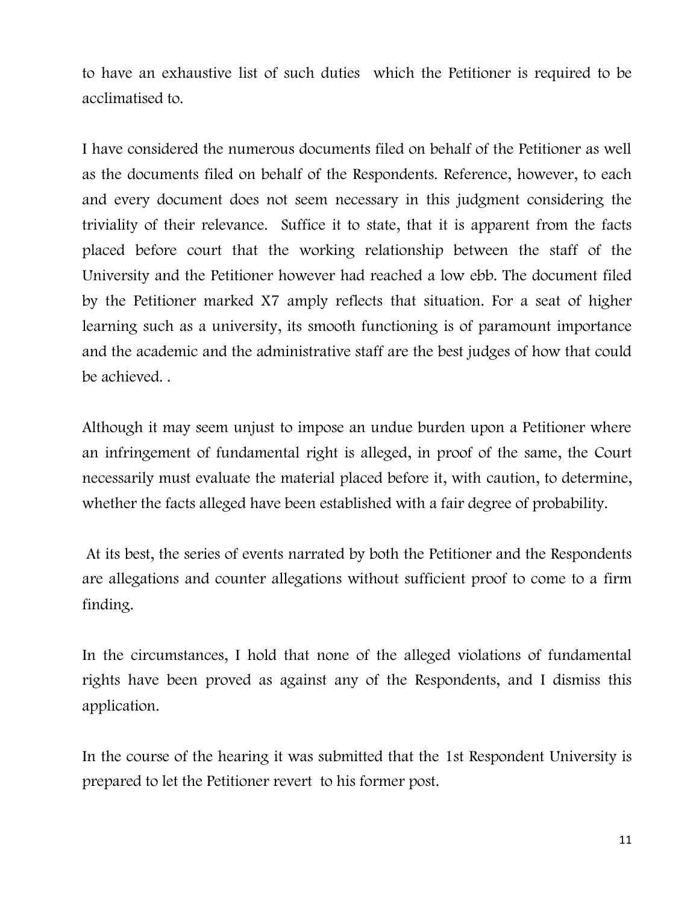to have an exhaustive list of such duties which the Petitioner is required to be acclimatised to.

I have considered the numerous documents filed on behalf of the Petitioner as well as the documents filed on behalf of the Respondents. Reference, however, to each and every document does not seem necessary in this judgment considering the triviality of their relevance. Suffice it to state, that it is apparent from the facts placed before court that the working relationship between the staff of the University and the Petitioner however had reached a low ebb. The document filed by the Petitioner marked X7 amply reflects that situation. For a seat of higher learning such as a university, its smooth functioning is of paramount importance and the academic and the administrative staff are the best judges of how that could be achieved. .

Although it may seem unjust to impose an undue burden upon a Petitioner where an infringement of fundamental right is alleged, in proof of the same, the Court necessarily must evaluate the material placed before it, with caution, to determine, whether the facts alleged have been established with a fair degree of probability.

At its best, the series of events narrated by both the Petitioner and the Respondents are allegations and counter allegations without sufficient proof to come to a firm finding.

In the circumstances, I hold that none of the alleged violations of fundamental rights have been proved as against any of the Respondents, and I dismiss this application.

In the course of the hearing it was submitted that the 1st Respondent University is prepared to let the Petitioner revert to his former post.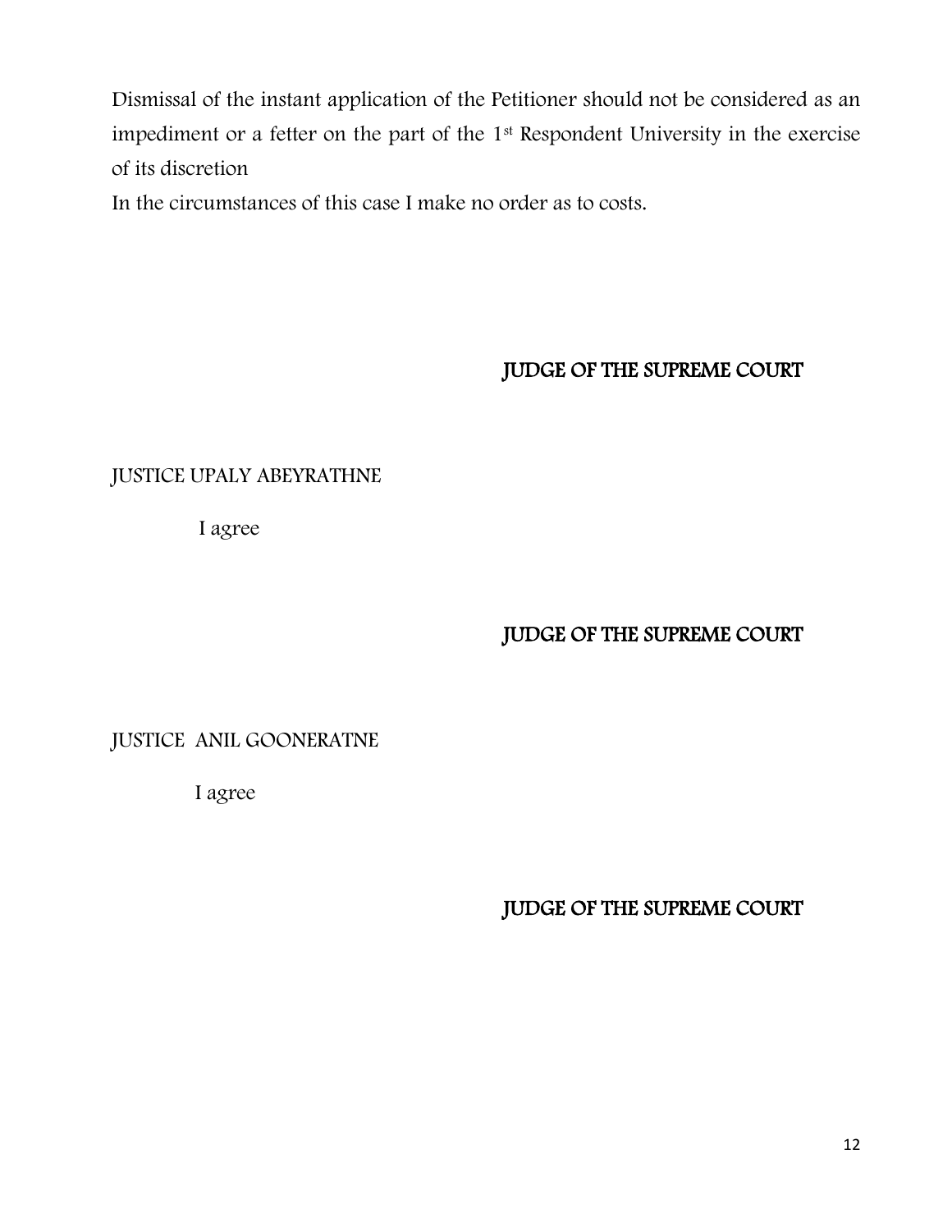Dismissal of the instant application of the Petitioner should not be considered as an impediment or a fetter on the part of the 1st Respondent University in the exercise of its discretion

In the circumstances of this case I make no order as to costs.

JUDGE OF THE SUPREME COURT

JUSTICE UPALY ABEYRATHNE

I agree

JUDGE OF THE SUPREME COURT

JUSTICE ANIL GOONERATNE

I agree

JUDGE OF THE SUPREME COURT